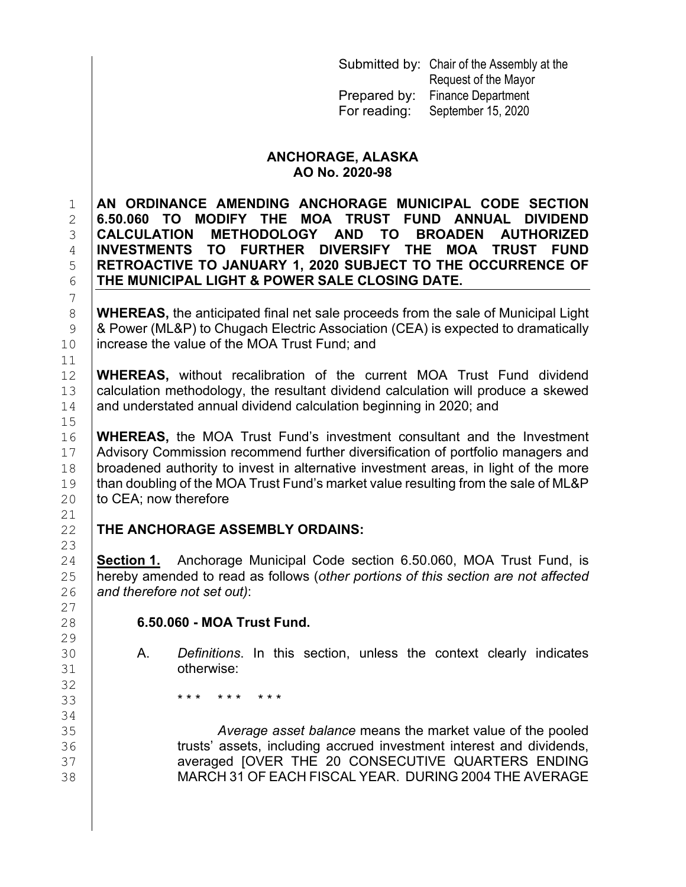Submitted by: Chair of the Assembly at the Request of the Mayor
Prepared by: Finance Department
For reading: September 15, 2020

# ANCHORAGE, ALASKA
# AO No. 2020-98

**AN ORDINANCE AMENDING ANCHORAGE MUNICIPAL CODE SECTION 6.50.060 TO MODIFY THE MOA TRUST FUND ANNUAL DIVIDEND CALCULATION METHODOLOGY AND TO BROADEN AUTHORIZED INVESTMENTS TO FURTHER DIVERSIFY THE MOA TRUST FUND RETROACTIVE TO JANUARY 1, 2020 SUBJECT TO THE OCCURRENCE OF THE MUNICIPAL LIGHT & POWER SALE CLOSING DATE.**

**WHEREAS,** the anticipated final net sale proceeds from the sale of Municipal Light & Power (ML&P) to Chugach Electric Association (CEA) is expected to dramatically increase the value of the MOA Trust Fund; and

**WHEREAS,** without recalibration of the current MOA Trust Fund dividend calculation methodology, the resultant dividend calculation will produce a skewed and understated annual dividend calculation beginning in 2020; and

**WHEREAS,** the MOA Trust Fund's investment consultant and the Investment Advisory Commission recommend further diversification of portfolio managers and broadened authority to invest in alternative investment areas, in light of the more than doubling of the MOA Trust Fund's market value resulting from the sale of ML&P to CEA; now therefore

**THE ANCHORAGE ASSEMBLY ORDAINS:**

**Section 1.** Anchorage Municipal Code section 6.50.060, MOA Trust Fund, is hereby amended to read as follows (*other portions of this section are not affected and therefore not set out)*:

**6.50.060 - MOA Trust Fund.**

A. *Definitions*. In this section, unless the context clearly indicates otherwise:

\* \* \* \* \* \* \* \* \*

*Average asset balance* means the market value of the pooled trusts' assets, including accrued investment interest and dividends, averaged [OVER THE 20 CONSECUTIVE QUARTERS ENDING MARCH 31 OF EACH FISCAL YEAR. DURING 2004 THE AVERAGE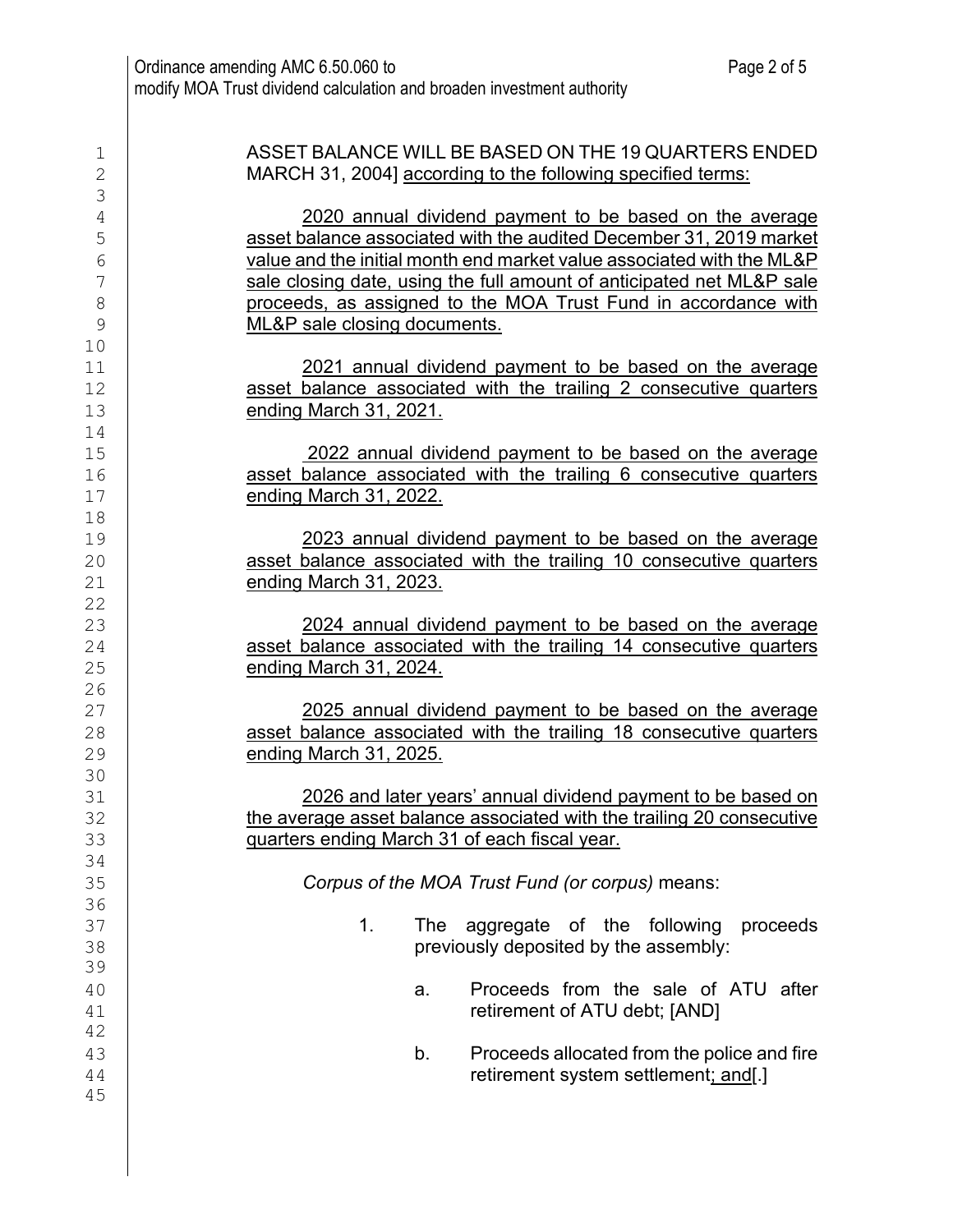ASSET BALANCE WILL BE BASED ON THE 19 QUARTERS ENDED MARCH 31, 2004] <u>according to the following specified terms:</u>

<u>2020 annual dividend payment to be based on the average asset balance associated with the audited December 31, 2019 market value and the initial month end market value associated with the ML&P sale closing date, using the full amount of anticipated net ML&P sale proceeds, as assigned to the MOA Trust Fund in accordance with ML&P sale closing documents.</u>

<u>2021 annual dividend payment to be based on the average asset balance associated with the trailing 2 consecutive quarters ending March 31, 2021.</u>

<u>2022 annual dividend payment to be based on the average asset balance associated with the trailing 6 consecutive quarters ending March 31, 2022.</u>

<u>2023 annual dividend payment to be based on the average asset balance associated with the trailing 10 consecutive quarters ending March 31, 2023.</u>

<u>2024 annual dividend payment to be based on the average asset balance associated with the trailing 14 consecutive quarters ending March 31, 2024.</u>

<u>2025 annual dividend payment to be based on the average asset balance associated with the trailing 18 consecutive quarters ending March 31, 2025.</u>

<u>2026 and later years' annual dividend payment to be based on the average asset balance associated with the trailing 20 consecutive quarters ending March 31 of each fiscal year.</u>

*Corpus of the MOA Trust Fund (or corpus)* means:

1. The aggregate of the following proceeds previously deposited by the assembly:

   a. Proceeds from the sale of ATU after retirement of ATU debt; [AND]

   b. Proceeds allocated from the police and fire retirement system settlement<u>; and</u>[.]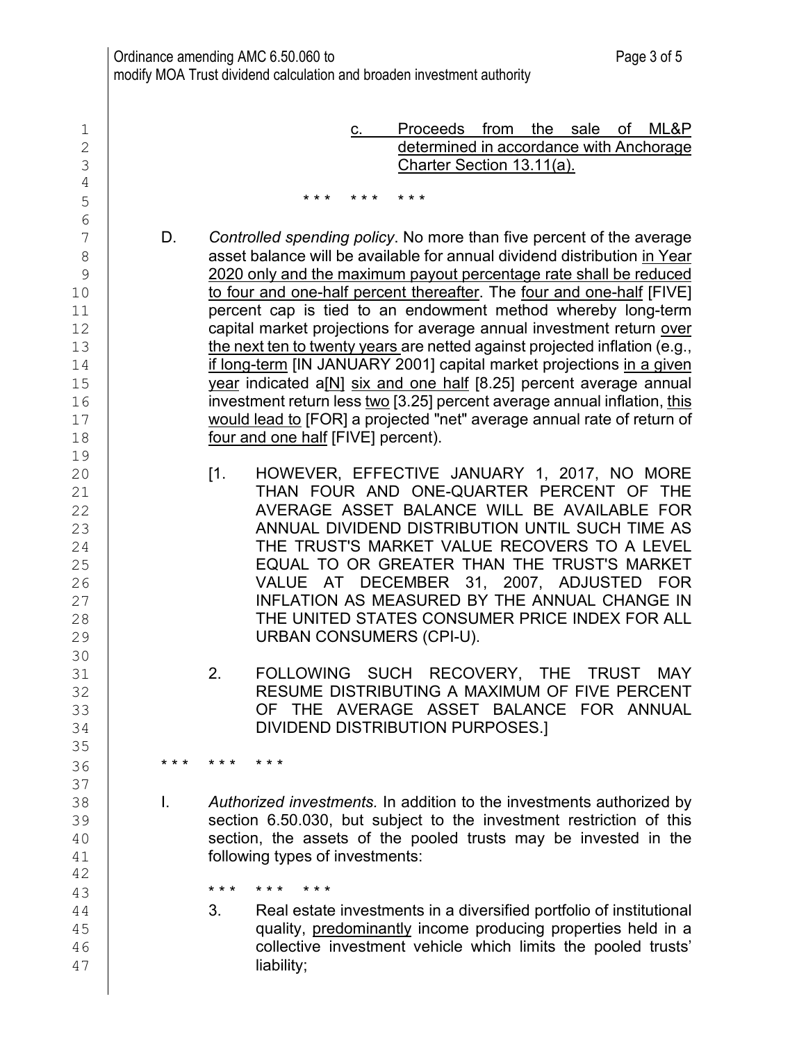c. Proceeds from the sale of ML&P determined in accordance with Anchorage Charter Section 13.11(a).

\* \* \* \* \* \* \* \* \*

D. *Controlled spending policy*. No more than five percent of the average asset balance will be available for annual dividend distribution in Year 2020 only and the maximum payout percentage rate shall be reduced to four and one-half percent thereafter. The four and one-half [FIVE] percent cap is tied to an endowment method whereby long-term capital market projections for average annual investment return over the next ten to twenty years are netted against projected inflation (e.g., if long-term [IN JANUARY 2001] capital market projections in a given year indicated a[N] six and one half [8.25] percent average annual investment return less two [3.25] percent average annual inflation, this would lead to [FOR] a projected "net" average annual rate of return of four and one half [FIVE] percent).

[1. HOWEVER, EFFECTIVE JANUARY 1, 2017, NO MORE THAN FOUR AND ONE-QUARTER PERCENT OF THE AVERAGE ASSET BALANCE WILL BE AVAILABLE FOR ANNUAL DIVIDEND DISTRIBUTION UNTIL SUCH TIME AS THE TRUST'S MARKET VALUE RECOVERS TO A LEVEL EQUAL TO OR GREATER THAN THE TRUST'S MARKET VALUE AT DECEMBER 31, 2007, ADJUSTED FOR INFLATION AS MEASURED BY THE ANNUAL CHANGE IN THE UNITED STATES CONSUMER PRICE INDEX FOR ALL URBAN CONSUMERS (CPI-U).

2. FOLLOWING SUCH RECOVERY, THE TRUST MAY RESUME DISTRIBUTING A MAXIMUM OF FIVE PERCENT OF THE AVERAGE ASSET BALANCE FOR ANNUAL DIVIDEND DISTRIBUTION PURPOSES.]

\* \* \* \* \* \* \* \* \*

I. *Authorized investments.* In addition to the investments authorized by section 6.50.030, but subject to the investment restriction of this section, the assets of the pooled trusts may be invested in the following types of investments:

\* \* \* \* \* \* \* \* \*

3. Real estate investments in a diversified portfolio of institutional quality, predominantly income producing properties held in a collective investment vehicle which limits the pooled trusts' liability;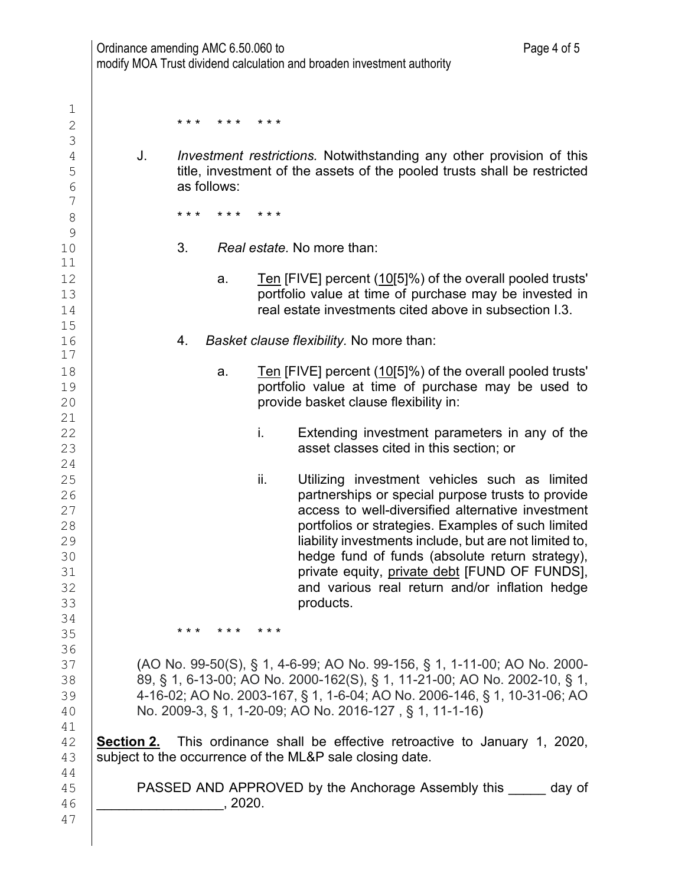\* \* \*     \* \* \*     \* \* \*

J. *Investment restrictions.* Notwithstanding any other provision of this title, investment of the assets of the pooled trusts shall be restricted as follows:

\* \* \*     \* \* \*     \* \* \*

3. *Real estate.* No more than:

   a. <u>Ten</u> [FIVE] percent (<u>10</u>[5]%) of the overall pooled trusts' portfolio value at time of purchase may be invested in real estate investments cited above in subsection I.3.

4. *Basket clause flexibility.* No more than:

   a. <u>Ten</u> [FIVE] percent (<u>10</u>[5]%) of the overall pooled trusts' portfolio value at time of purchase may be used to provide basket clause flexibility in:

      i. Extending investment parameters in any of the asset classes cited in this section; or

      ii. Utilizing investment vehicles such as limited partnerships or special purpose trusts to provide access to well-diversified alternative investment portfolios or strategies. Examples of such limited liability investments include, but are not limited to, hedge fund of funds (absolute return strategy), private equity, <u>private debt</u> [FUND OF FUNDS], and various real return and/or inflation hedge products.

\* \* \*     \* \* \*     \* \* \*

(AO No. 99-50(S), § 1, 4-6-99; AO No. 99-156, § 1, 1-11-00; AO No. 2000-89, § 1, 6-13-00; AO No. 2000-162(S), § 1, 11-21-00; AO No. 2002-10, § 1, 4-16-02; AO No. 2003-167, § 1, 1-6-04; AO No. 2006-146, § 1, 10-31-06; AO No. 2009-3, § 1, 1-20-09; AO No. 2016-127 , § 1, 11-1-16)

**<u>Section 2.</u>** This ordinance shall be effective retroactive to January 1, 2020, subject to the occurrence of the ML&P sale closing date.

PASSED AND APPROVED by the Anchorage Assembly this _____ day of _________________, 2020.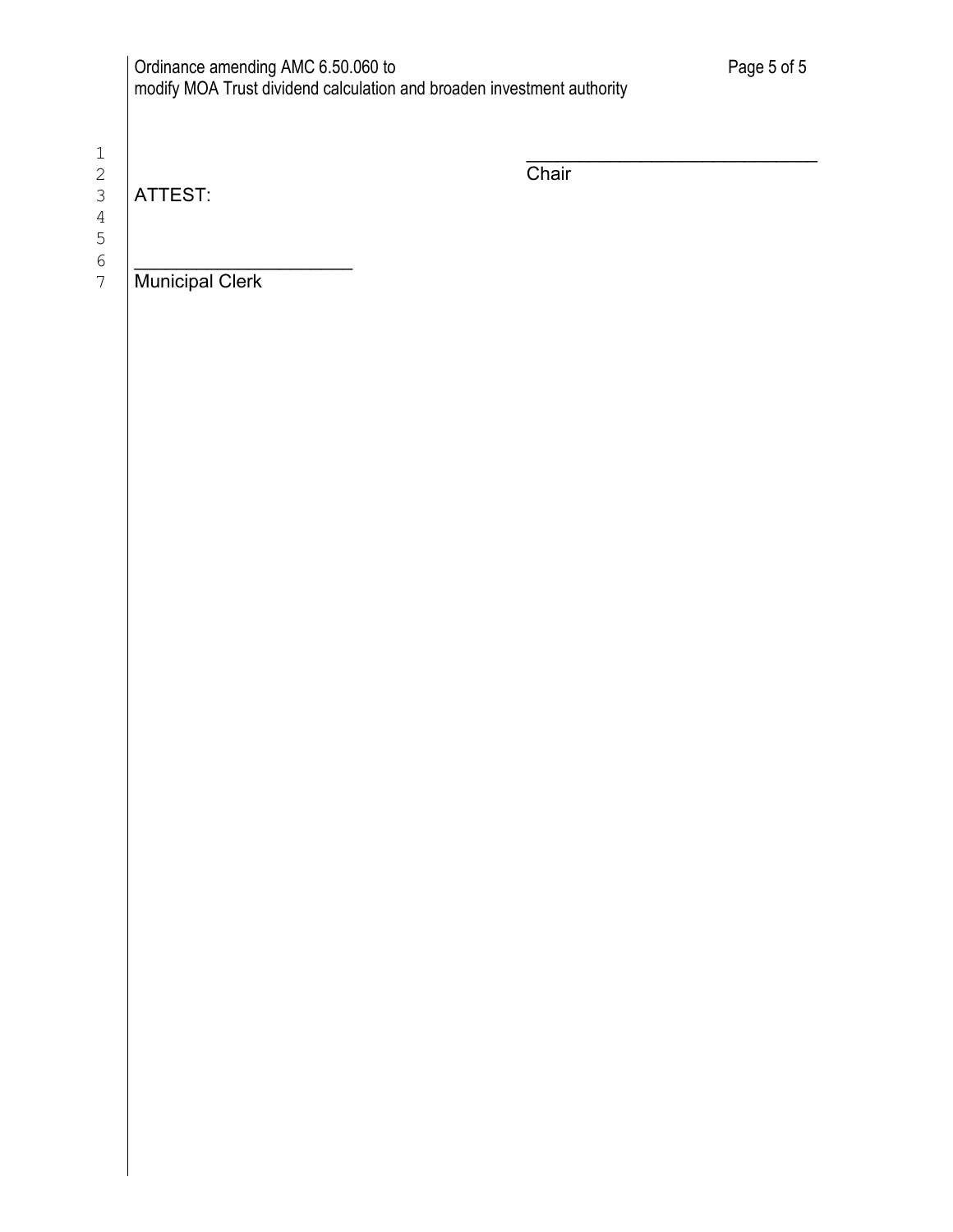\_\_\_\_\_\_\_\_\_\_\_\_\_\_\_\_\_\_\_\_\_\_\_\_\_\_\_\_
Chair

ATTEST:

\_\_\_\_\_\_\_\_\_\_\_\_\_\_\_\_\_\_\_\_\_\_
Municipal Clerk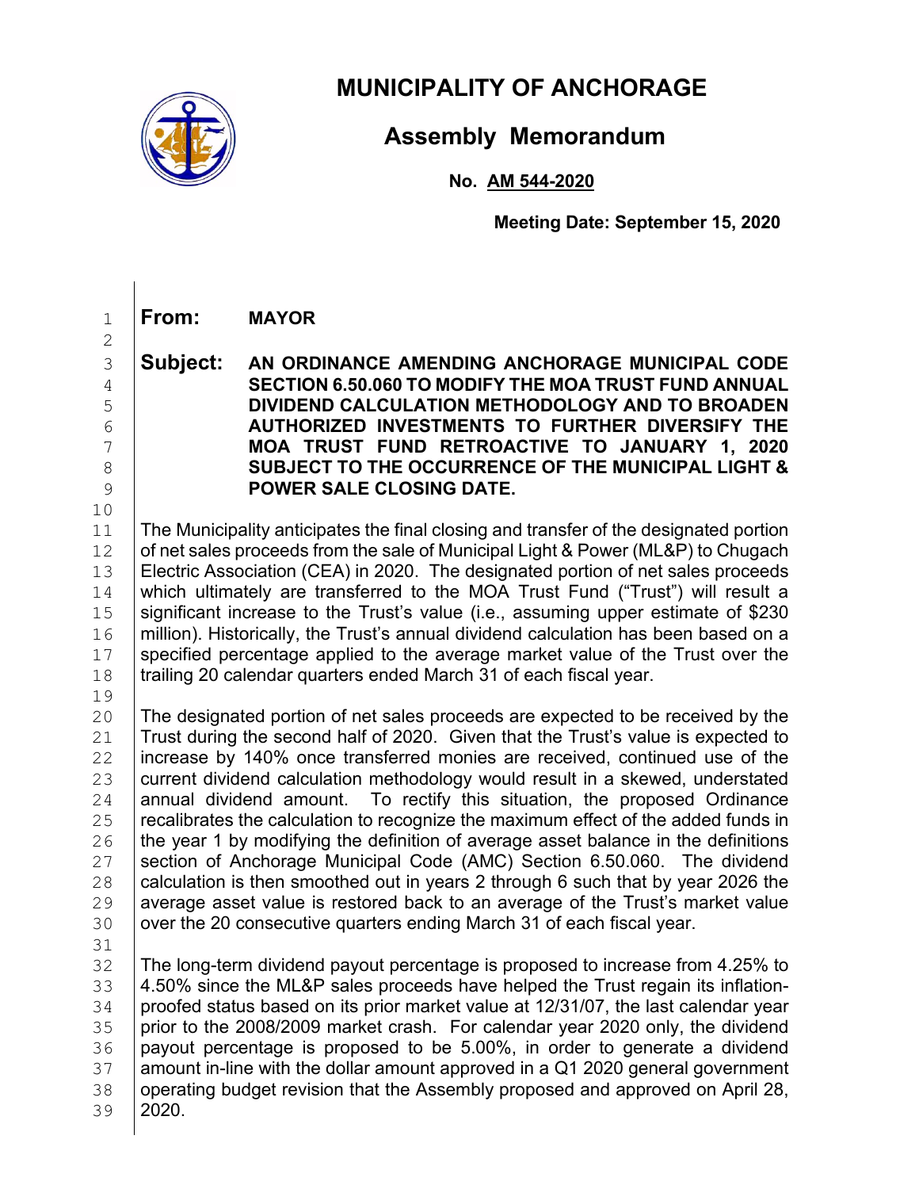# MUNICIPALITY OF ANCHORAGE

## Assembly Memorandum

**No. AM 544-2020**

**Meeting Date: September 15, 2020**

**From:** **MAYOR**

**Subject:** **AN ORDINANCE AMENDING ANCHORAGE MUNICIPAL CODE SECTION 6.50.060 TO MODIFY THE MOA TRUST FUND ANNUAL DIVIDEND CALCULATION METHODOLOGY AND TO BROADEN AUTHORIZED INVESTMENTS TO FURTHER DIVERSIFY THE MOA TRUST FUND RETROACTIVE TO JANUARY 1, 2020 SUBJECT TO THE OCCURRENCE OF THE MUNICIPAL LIGHT & POWER SALE CLOSING DATE.**

The Municipality anticipates the final closing and transfer of the designated portion of net sales proceeds from the sale of Municipal Light & Power (ML&P) to Chugach Electric Association (CEA) in 2020. The designated portion of net sales proceeds which ultimately are transferred to the MOA Trust Fund ("Trust") will result a significant increase to the Trust's value (i.e., assuming upper estimate of $230 million). Historically, the Trust's annual dividend calculation has been based on a specified percentage applied to the average market value of the Trust over the trailing 20 calendar quarters ended March 31 of each fiscal year.

The designated portion of net sales proceeds are expected to be received by the Trust during the second half of 2020. Given that the Trust's value is expected to increase by 140% once transferred monies are received, continued use of the current dividend calculation methodology would result in a skewed, understated annual dividend amount. To rectify this situation, the proposed Ordinance recalibrates the calculation to recognize the maximum effect of the added funds in the year 1 by modifying the definition of average asset balance in the definitions section of Anchorage Municipal Code (AMC) Section 6.50.060. The dividend calculation is then smoothed out in years 2 through 6 such that by year 2026 the average asset value is restored back to an average of the Trust's market value over the 20 consecutive quarters ending March 31 of each fiscal year.

The long-term dividend payout percentage is proposed to increase from 4.25% to 4.50% since the ML&P sales proceeds have helped the Trust regain its inflation-proofed status based on its prior market value at 12/31/07, the last calendar year prior to the 2008/2009 market crash. For calendar year 2020 only, the dividend payout percentage is proposed to be 5.00%, in order to generate a dividend amount in-line with the dollar amount approved in a Q1 2020 general government operating budget revision that the Assembly proposed and approved on April 28, 2020.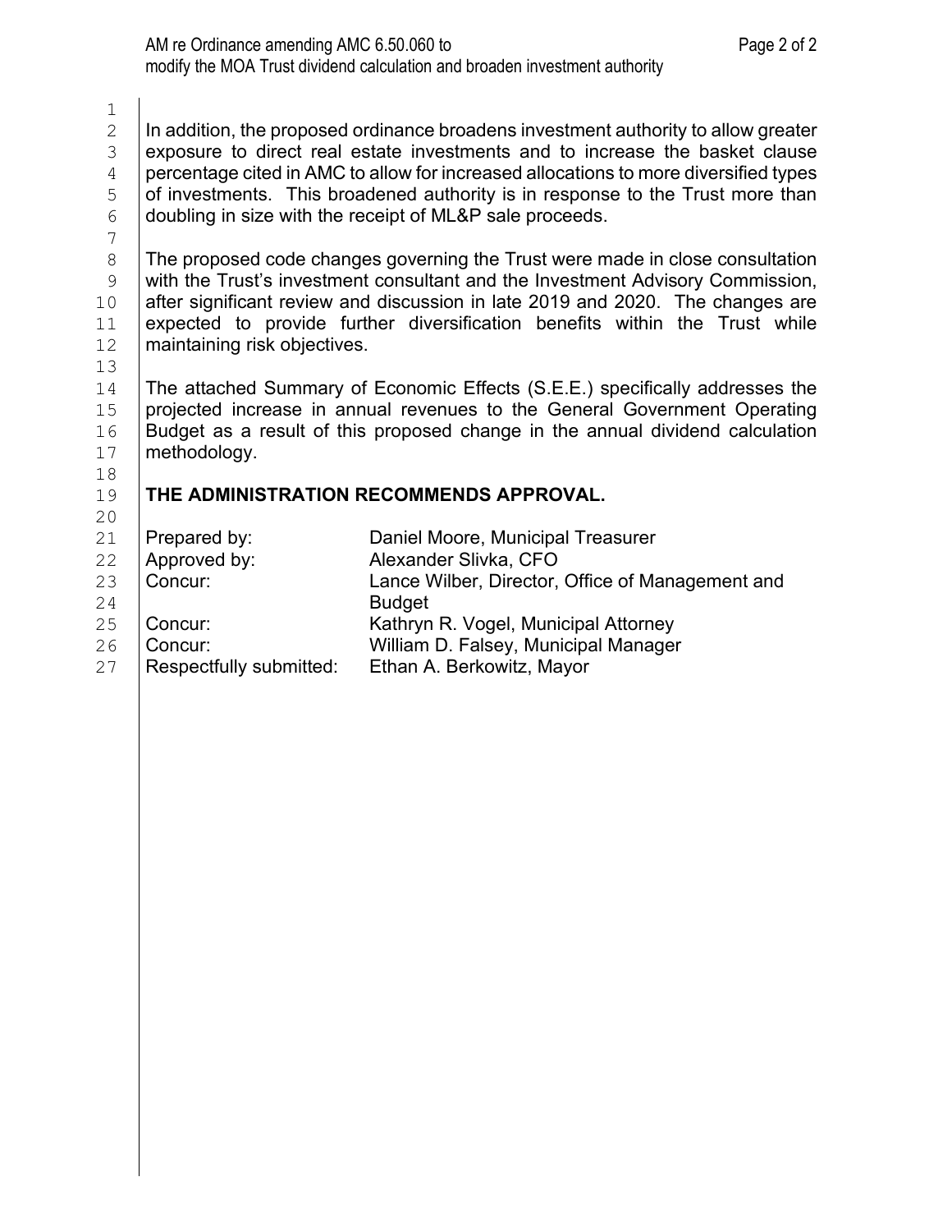In addition, the proposed ordinance broadens investment authority to allow greater exposure to direct real estate investments and to increase the basket clause percentage cited in AMC to allow for increased allocations to more diversified types of investments. This broadened authority is in response to the Trust more than doubling in size with the receipt of ML&P sale proceeds.

The proposed code changes governing the Trust were made in close consultation with the Trust's investment consultant and the Investment Advisory Commission, after significant review and discussion in late 2019 and 2020. The changes are expected to provide further diversification benefits within the Trust while maintaining risk objectives.

The attached Summary of Economic Effects (S.E.E.) specifically addresses the projected increase in annual revenues to the General Government Operating Budget as a result of this proposed change in the annual dividend calculation methodology.

**THE ADMINISTRATION RECOMMENDS APPROVAL.**

| | |
|---|---|
| Prepared by: | Daniel Moore, Municipal Treasurer |
| Approved by: | Alexander Slivka, CFO |
| Concur: | Lance Wilber, Director, Office of Management and Budget |
| Concur: | Kathryn R. Vogel, Municipal Attorney |
| Concur: | William D. Falsey, Municipal Manager |
| Respectfully submitted: | Ethan A. Berkowitz, Mayor |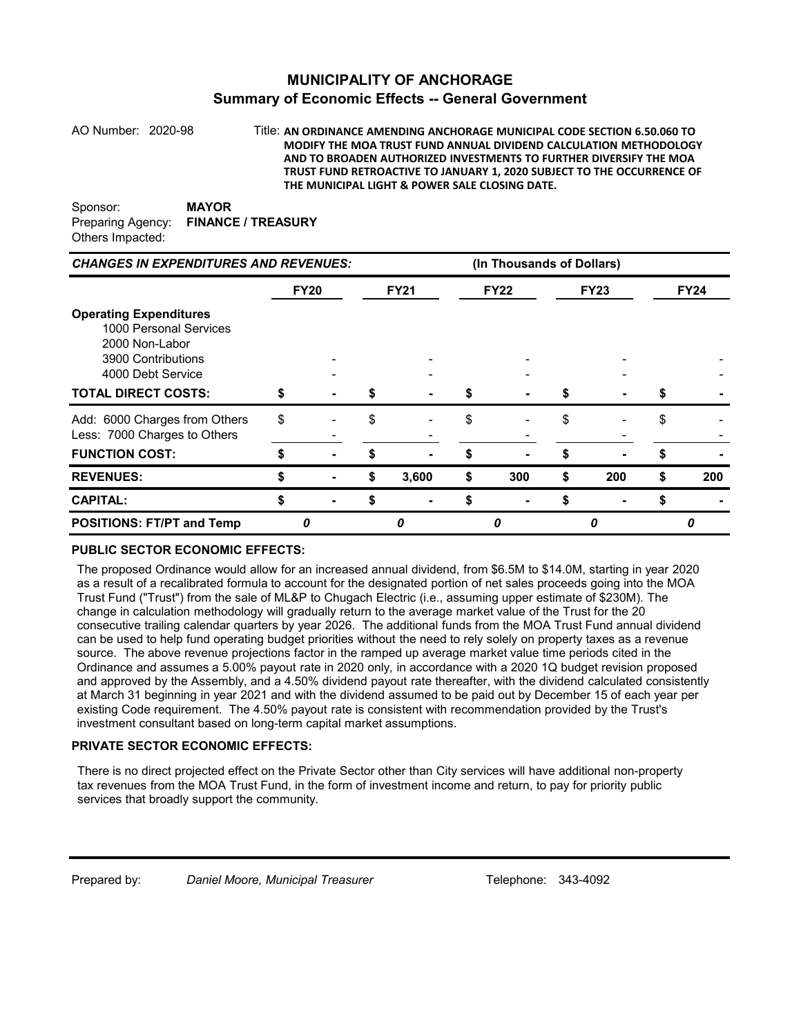# MUNICIPALITY OF ANCHORAGE

## Summary of Economic Effects -- General Government

AO Number: 2020-98

Title: **AN ORDINANCE AMENDING ANCHORAGE MUNICIPAL CODE SECTION 6.50.060 TO MODIFY THE MOA TRUST FUND ANNUAL DIVIDEND CALCULATION METHODOLOGY AND TO BROADEN AUTHORIZED INVESTMENTS TO FURTHER DIVERSIFY THE MOA TRUST FUND RETROACTIVE TO JANUARY 1, 2020 SUBJECT TO THE OCCURRENCE OF THE MUNICIPAL LIGHT & POWER SALE CLOSING DATE.**

Sponsor: **MAYOR**
Preparing Agency: **FINANCE / TREASURY**
Others Impacted:

| ***CHANGES IN EXPENDITURES AND REVENUES:*** | **(In Thousands of Dollars)** | | | | |
|---|---|---|---|---|---|
| | **FY20** | **FY21** | **FY22** | **FY23** | **FY24** |
| **Operating Expenditures** | | | | | |
| 1000 Personal Services | | | | | |
| 2000 Non-Labor | | | | | |
| 3900 Contributions | - | - | - | - | - |
| 4000 Debt Service | - | - | - | - | - |
| **TOTAL DIRECT COSTS:** | **$ -** | **$ -** | **$ -** | **$ -** | **$ -** |
| Add: 6000 Charges from Others | $ - | $ - | $ - | $ - | $ - |
| Less: 7000 Charges to Others | - | - | - | - | - |
| **FUNCTION COST:** | **$ -** | **$ -** | **$ -** | **$ -** | **$ -** |
| **REVENUES:** | **$ -** | **$ 3,600** | **$ 300** | **$ 200** | **$ 200** |
| **CAPITAL:** | **$ -** | **$ -** | **$ -** | **$ -** | **$ -** |
| **POSITIONS: FT/PT and Temp** | ***0*** | ***0*** | ***0*** | ***0*** | ***0*** |

**PUBLIC SECTOR ECONOMIC EFFECTS:**

The proposed Ordinance would allow for an increased annual dividend, from $6.5M to $14.0M, starting in year 2020 as a result of a recalibrated formula to account for the designated portion of net sales proceeds going into the MOA Trust Fund ("Trust") from the sale of ML&P to Chugach Electric (i.e., assuming upper estimate of $230M). The change in calculation methodology will gradually return to the average market value of the Trust for the 20 consecutive trailing calendar quarters by year 2026. The additional funds from the MOA Trust Fund annual dividend can be used to help fund operating budget priorities without the need to rely solely on property taxes as a revenue source. The above revenue projections factor in the ramped up average market value time periods cited in the Ordinance and assumes a 5.00% payout rate in 2020 only, in accordance with a 2020 1Q budget revision proposed and approved by the Assembly, and a 4.50% dividend payout rate thereafter, with the dividend calculated consistently at March 31 beginning in year 2021 and with the dividend assumed to be paid out by December 15 of each year per existing Code requirement. The 4.50% payout rate is consistent with recommendation provided by the Trust's investment consultant based on long-term capital market assumptions.

**PRIVATE SECTOR ECONOMIC EFFECTS:**

There is no direct projected effect on the Private Sector other than City services will have additional non-property tax revenues from the MOA Trust Fund, in the form of investment income and return, to pay for priority public services that broadly support the community.

Prepared by: *Daniel Moore, Municipal Treasurer* Telephone: 343-4092